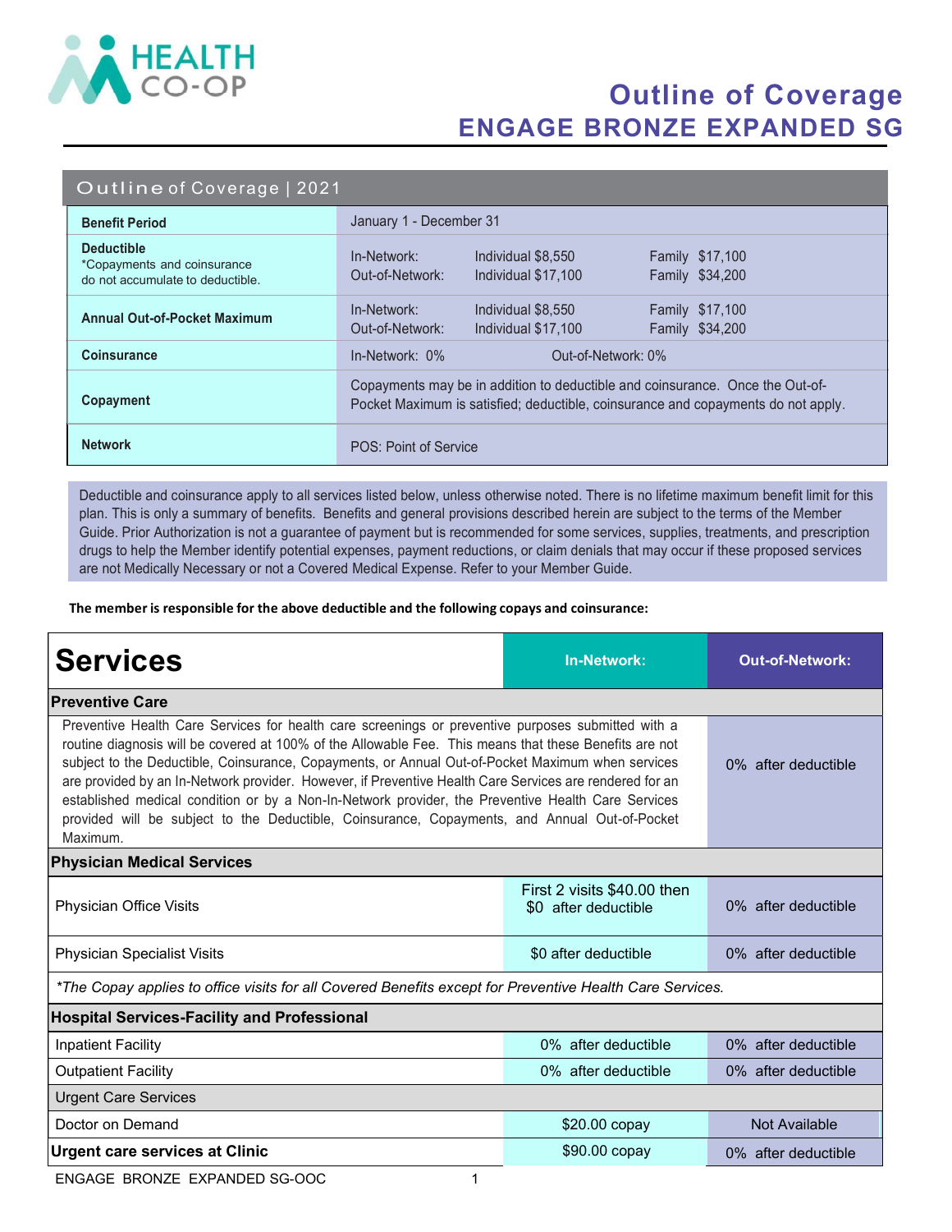# Outline of Coverage
## ENGAGE BRONZE EXPANDED SG

| Outline of Coverage \| 2021 | | | |
|---|---|---|---|
| **Benefit Period** | January 1 - December 31 | | |
| **Deductible**<br>*Copayments and coinsurance do not accumulate to deductible. | In-Network:<br>Out-of-Network: | Individual $8,550<br>Individual $17,100 | Family $17,100<br>Family $34,200 |
| **Annual Out-of-Pocket Maximum** | In-Network:<br>Out-of-Network: | Individual $8,550<br>Individual $17,100 | Family $17,100<br>Family $34,200 |
| **Coinsurance** | In-Network: 0% | Out-of-Network: 0% | |
| **Copayment** | Copayments may be in addition to deductible and coinsurance. Once the Out-of-Pocket Maximum is satisfied; deductible, coinsurance and copayments do not apply. | | |
| **Network** | POS: Point of Service | | |

Deductible and coinsurance apply to all services listed below, unless otherwise noted. There is no lifetime maximum benefit limit for this plan. This is only a summary of benefits. Benefits and general provisions described herein are subject to the terms of the Member Guide. Prior Authorization is not a guarantee of payment but is recommended for some services, supplies, treatments, and prescription drugs to help the Member identify potential expenses, payment reductions, or claim denials that may occur if these proposed services are not Medically Necessary or not a Covered Medical Expense. Refer to your Member Guide.

**The member is responsible for the above deductible and the following copays and coinsurance:**

| Services | In-Network: | Out-of-Network: |
|---|---|---|
| **Preventive Care** | | |
| Preventive Health Care Services for health care screenings or preventive purposes submitted with a routine diagnosis will be covered at 100% of the Allowable Fee. This means that these Benefits are not subject to the Deductible, Coinsurance, Copayments, or Annual Out-of-Pocket Maximum when services are provided by an In-Network provider. However, if Preventive Health Care Services are rendered for an established medical condition or by a Non-In-Network provider, the Preventive Health Care Services provided will be subject to the Deductible, Coinsurance, Copayments, and Annual Out-of-Pocket Maximum. | | 0% after deductible |
| **Physician Medical Services** | | |
| Physician Office Visits | First 2 visits $40.00 then $0 after deductible | 0% after deductible |
| Physician Specialist Visits | $0 after deductible | 0% after deductible |
| *\*The Copay applies to office visits for all Covered Benefits except for Preventive Health Care Services.* | | |
| **Hospital Services-Facility and Professional** | | |
| Inpatient Facility | 0% after deductible | 0% after deductible |
| Outpatient Facility | 0% after deductible | 0% after deductible |
| Urgent Care Services | | |
| Doctor on Demand | $20.00 copay | Not Available |
| **Urgent care services at Clinic** | $90.00 copay | 0% after deductible |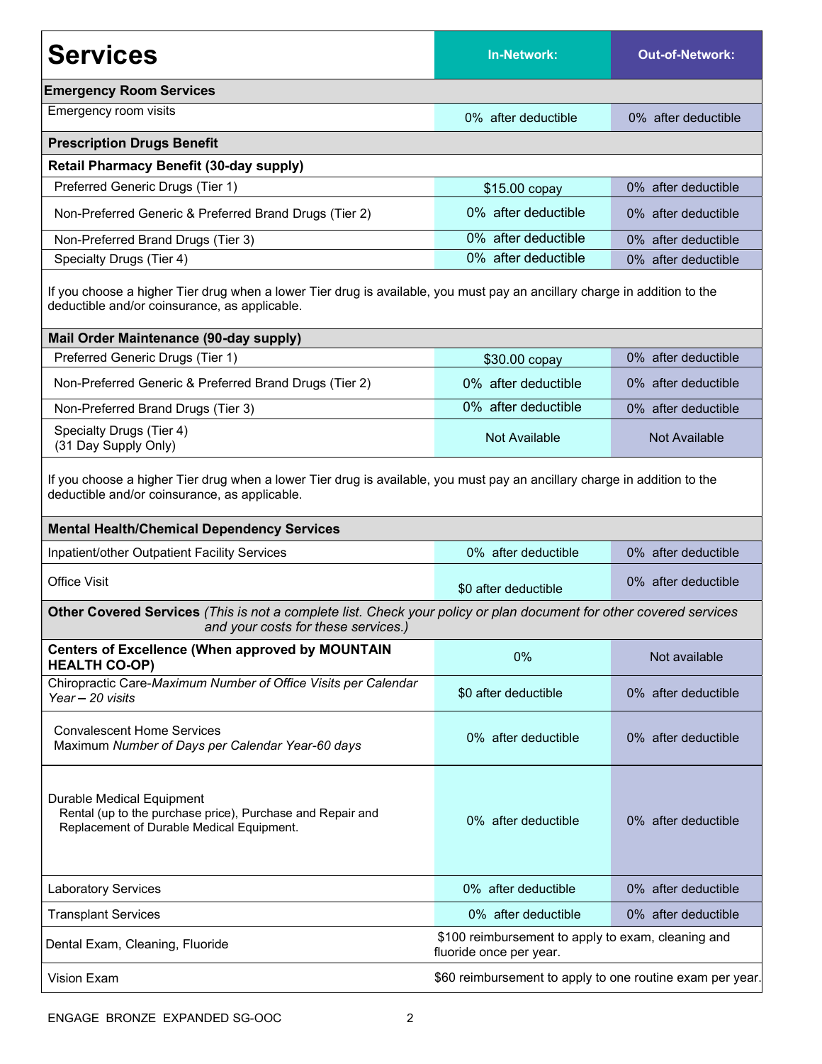| Services | In-Network: | Out-of-Network: |
|---|---|---|
| **Emergency Room Services** | | |
| Emergency room visits | 0% after deductible | 0% after deductible |
| **Prescription Drugs Benefit** | | |
| **Retail Pharmacy Benefit (30-day supply)** | | |
| Preferred Generic Drugs (Tier 1) | $15.00 copay | 0% after deductible |
| Non-Preferred Generic & Preferred Brand Drugs (Tier 2) | 0% after deductible | 0% after deductible |
| Non-Preferred Brand Drugs (Tier 3) | 0% after deductible | 0% after deductible |
| Specialty Drugs (Tier 4) | 0% after deductible | 0% after deductible |
| If you choose a higher Tier drug when a lower Tier drug is available, you must pay an ancillary charge in addition to the deductible and/or coinsurance, as applicable. | | |
| **Mail Order Maintenance (90-day supply)** | | |
| Preferred Generic Drugs (Tier 1) | $30.00 copay | 0% after deductible |
| Non-Preferred Generic & Preferred Brand Drugs (Tier 2) | 0% after deductible | 0% after deductible |
| Non-Preferred Brand Drugs (Tier 3) | 0% after deductible | 0% after deductible |
| Specialty Drugs (Tier 4) (31 Day Supply Only) | Not Available | Not Available |
| If you choose a higher Tier drug when a lower Tier drug is available, you must pay an ancillary charge in addition to the deductible and/or coinsurance, as applicable. | | |
| **Mental Health/Chemical Dependency Services** | | |
| Inpatient/other Outpatient Facility Services | 0% after deductible | 0% after deductible |
| Office Visit | $0 after deductible | 0% after deductible |
| **Other Covered Services** *(This is not a complete list. Check your policy or plan document for other covered services and your costs for these services.)* | | |
| **Centers of Excellence (When approved by MOUNTAIN HEALTH CO-OP)** | 0% | Not available |
| Chiropractic Care-*Maximum Number of Office Visits per Calendar Year – 20 visits* | $0 after deductible | 0% after deductible |
| Convalescent Home Services Maximum *Number of Days per Calendar Year-60 days* | 0% after deductible | 0% after deductible |
| Durable Medical Equipment Rental (up to the purchase price), Purchase and Repair and Replacement of Durable Medical Equipment. | 0% after deductible | 0% after deductible |
| Laboratory Services | 0% after deductible | 0% after deductible |
| Transplant Services | 0% after deductible | 0% after deductible |
| Dental Exam, Cleaning, Fluoride | $100 reimbursement to apply to exam, cleaning and fluoride once per year. | |
| Vision Exam | $60 reimbursement to apply to one routine exam per year. | |

ENGAGE BRONZE EXPANDED SG-OOC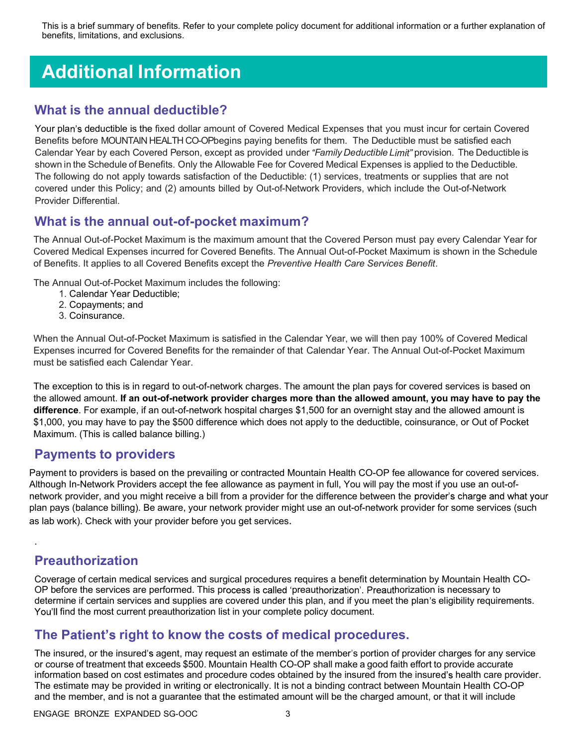This is a brief summary of benefits. Refer to your complete policy document for additional information or a further explanation of benefits, limitations, and exclusions.

# Additional Information

## What is the annual deductible?

Your plan's deductible is the fixed dollar amount of Covered Medical Expenses that you must incur for certain Covered Benefits before MOUNTAIN HEALTH CO-OP begins paying benefits for them. The Deductible must be satisfied each Calendar Year by each Covered Person, except as provided under *"Family Deductible Limit"* provision. The Deductible is shown in the Schedule of Benefits. Only the Allowable Fee for Covered Medical Expenses is applied to the Deductible. The following do not apply towards satisfaction of the Deductible: (1) services, treatments or supplies that are not covered under this Policy; and (2) amounts billed by Out-of-Network Providers, which include the Out-of-Network Provider Differential.

## What is the annual out-of-pocket maximum?

The Annual Out-of-Pocket Maximum is the maximum amount that the Covered Person must pay every Calendar Year for Covered Medical Expenses incurred for Covered Benefits. The Annual Out-of-Pocket Maximum is shown in the Schedule of Benefits. It applies to all Covered Benefits except the *Preventive Health Care Services Benefit*.

The Annual Out-of-Pocket Maximum includes the following:

1. Calendar Year Deductible;
2. Copayments; and
3. Coinsurance.

When the Annual Out-of-Pocket Maximum is satisfied in the Calendar Year, we will then pay 100% of Covered Medical Expenses incurred for Covered Benefits for the remainder of that Calendar Year. The Annual Out-of-Pocket Maximum must be satisfied each Calendar Year.

The exception to this is in regard to out-of-network charges. The amount the plan pays for covered services is based on the allowed amount. **If an out-of-network provider charges more than the allowed amount, you may have to pay the difference**. For example, if an out-of-network hospital charges $1,500 for an overnight stay and the allowed amount is $1,000, you may have to pay the $500 difference which does not apply to the deductible, coinsurance, or Out of Pocket Maximum. (This is called balance billing.)

## Payments to providers

Payment to providers is based on the prevailing or contracted Mountain Health CO-OP fee allowance for covered services. Although In-Network Providers accept the fee allowance as payment in full, You will pay the most if you use an out-of-network provider, and you might receive a bill from a provider for the difference between the provider's charge and what your plan pays (balance billing). Be aware, your network provider might use an out-of-network provider for some services (such as lab work). Check with your provider before you get services.

## Preauthorization

Coverage of certain medical services and surgical procedures requires a benefit determination by Mountain Health CO-OP before the services are performed. This process is called 'preauthorization'. Preauthorization is necessary to determine if certain services and supplies are covered under this plan, and if you meet the plan's eligibility requirements. You'll find the most current preauthorization list in your complete policy document.

## The Patient's right to know the costs of medical procedures.

The insured, or the insured's agent, may request an estimate of the member's portion of provider charges for any service or course of treatment that exceeds $500. Mountain Health CO-OP shall make a good faith effort to provide accurate information based on cost estimates and procedure codes obtained by the insured from the insured's health care provider. The estimate may be provided in writing or electronically. It is not a binding contract between Mountain Health CO-OP and the member, and is not a guarantee that the estimated amount will be the charged amount, or that it will include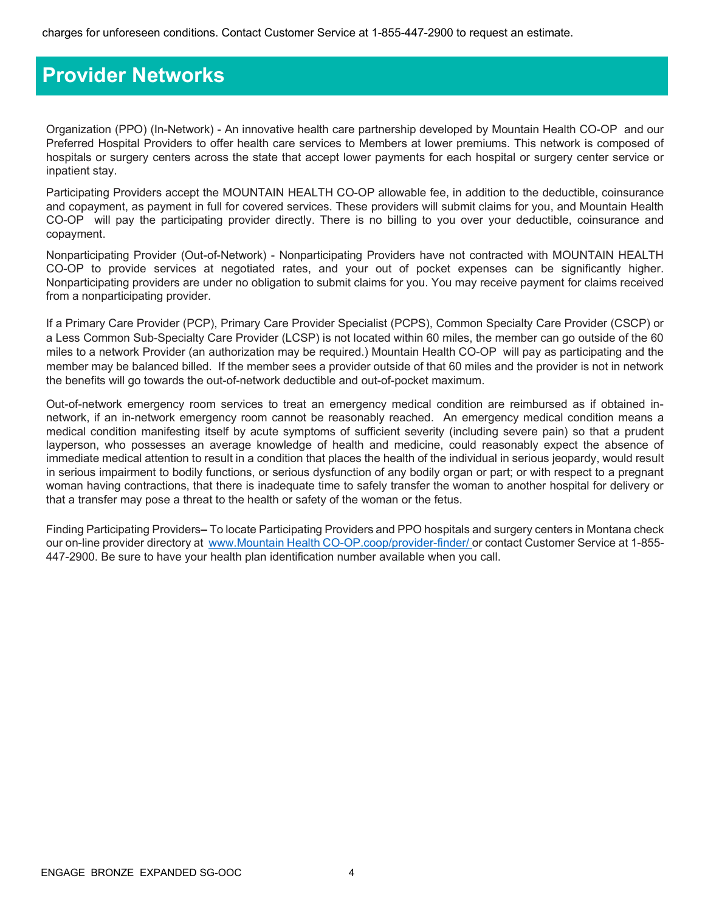charges for unforeseen conditions. Contact Customer Service at 1-855-447-2900 to request an estimate.

# Provider Networks

Organization (PPO) (In-Network) - An innovative health care partnership developed by Mountain Health CO-OP and our Preferred Hospital Providers to offer health care services to Members at lower premiums. This network is composed of hospitals or surgery centers across the state that accept lower payments for each hospital or surgery center service or inpatient stay.

Participating Providers accept the MOUNTAIN HEALTH CO-OP allowable fee, in addition to the deductible, coinsurance and copayment, as payment in full for covered services. These providers will submit claims for you, and Mountain Health CO-OP will pay the participating provider directly. There is no billing to you over your deductible, coinsurance and copayment.

Nonparticipating Provider (Out-of-Network) - Nonparticipating Providers have not contracted with MOUNTAIN HEALTH CO-OP to provide services at negotiated rates, and your out of pocket expenses can be significantly higher. Nonparticipating providers are under no obligation to submit claims for you. You may receive payment for claims received from a nonparticipating provider.

If a Primary Care Provider (PCP), Primary Care Provider Specialist (PCPS), Common Specialty Care Provider (CSCP) or a Less Common Sub-Specialty Care Provider (LCSP) is not located within 60 miles, the member can go outside of the 60 miles to a network Provider (an authorization may be required.) Mountain Health CO-OP will pay as participating and the member may be balanced billed. If the member sees a provider outside of that 60 miles and the provider is not in network the benefits will go towards the out-of-network deductible and out-of-pocket maximum.

Out-of-network emergency room services to treat an emergency medical condition are reimbursed as if obtained in-network, if an in-network emergency room cannot be reasonably reached. An emergency medical condition means a medical condition manifesting itself by acute symptoms of sufficient severity (including severe pain) so that a prudent layperson, who possesses an average knowledge of health and medicine, could reasonably expect the absence of immediate medical attention to result in a condition that places the health of the individual in serious jeopardy, would result in serious impairment to bodily functions, or serious dysfunction of any bodily organ or part; or with respect to a pregnant woman having contractions, that there is inadequate time to safely transfer the woman to another hospital for delivery or that a transfer may pose a threat to the health or safety of the woman or the fetus.

Finding Participating Providers– To locate Participating Providers and PPO hospitals and surgery centers in Montana check our on-line provider directory at www.Mountain Health CO-OP.coop/provider-finder/ or contact Customer Service at 1-855-447-2900. Be sure to have your health plan identification number available when you call.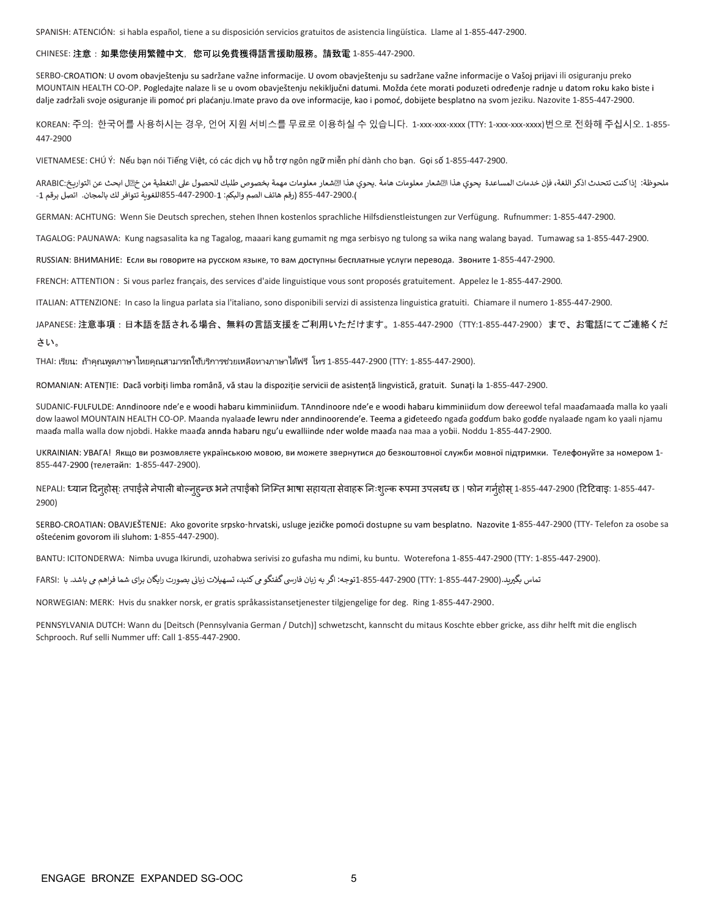SPANISH: ATENCIÓN: si habla español, tiene a su disposición servicios gratuitos de asistencia lingüística. Llame al 1-855-447-2900.

CHINESE: 注意：如果您使用繁體中文，您可以免費獲得語言援助服務。請致電 1-855-447-2900.

SERBO-CROATION: U ovom obavještenju su sadržane važne informacije. U ovom obavještenju su sadržane važne informacije o Vašoj prijavi ili osiguranju preko MOUNTAIN HEALTH CO-OP. Pogledajte nalaze li se u ovom obavještenju nekiljučni datumi. Možda ćete morati poduzeti određenje radnje u datom roku kako biste i dalje zadržali svoje osiguranje ili pomoć pri plaćanju.Imate pravo da ove informacije, kao i pomoć, dobijete besplatno na svom jeziku. Nazovite 1-855-447-2900.

KOREAN: 주의: 한국어를 사용하시는 경우, 언어 지원 서비스를 무료로 이용하실 수 있습니다. 1-xxx-xxx-xxxx (TTY: 1-xxx-xxx-xxxx)번으로 전화해 주십시오. 1-855-447-2900

VIETNAMESE: CHÚ Ý: Nếu bạn nói Tiếng Việt, có các dịch vụ hỗ trợ ngôn ngữ miễn phí dành cho bạn. Gọi số 1-855-447-2900.

ARABIC: ملحوظة: إذا كنت تتحدث اذكر اللغة، فإن خدمات المساعدة يحوي هذا الإشعار معلومات هامة .يحوي هذا الإشعار معلومات مهمة بخصوص طلبك للحصول على التغطية من خلال ابحث عن التواريخ اللغوية تتوافر لك بالمجان. اتصل برقم 1-855-447-2900 (رقم هاتف الصم والبكم: 1-855-447-2900).

GERMAN: ACHTUNG: Wenn Sie Deutsch sprechen, stehen Ihnen kostenlos sprachliche Hilfsdienstleistungen zur Verfügung. Rufnummer: 1-855-447-2900.

TAGALOG: PAUNAWA: Kung nagsasalita ka ng Tagalog, maaari kang gumamit ng mga serbisyo ng tulong sa wika nang walang bayad. Tumawag sa 1-855-447-2900.

RUSSIAN: ВНИМАНИЕ: Если вы говорите на русском языке, то вам доступны бесплатные услуги перевода. Звоните 1-855-447-2900.

FRENCH: ATTENTION : Si vous parlez français, des services d'aide linguistique vous sont proposés gratuitement. Appelez le 1-855-447-2900.

ITALIAN: ATTENZIONE: In caso la lingua parlata sia l'italiano, sono disponibili servizi di assistenza linguistica gratuiti. Chiamare il numero 1-855-447-2900.

JAPANESE: 注意事項：日本語を話される場合、無料の言語支援をご利用いただけます。1-855-447-2900（TTY:1-855-447-2900）まで、お電話にてご連絡ください。

THAI: เรียน: ถ้าคุณพูดภาษาไทยคุณสามารถใช้บริการช่วยเหลือทางภาษาได้ฟรี โทร 1-855-447-2900 (TTY: 1-855-447-2900).

ROMANIAN: ATENȚIE: Dacă vorbiți limba română, vă stau la dispoziție servicii de asistență lingvistică, gratuit. Sunați la 1-855-447-2900.

SUDANIC-FULFULDE: Anndinoore nde'e e woodi habaru kimminiiɗum. TAnndinoore nde'e e woodi habaru kimminiiɗum dow ɗereewol tefal maaɗamaaɗa malla ko yaali dow laawol MOUNTAIN HEALTH CO-OP. Maanda nyalaaɗe lewru nder anndinoorende'e. Teema a giɗeteeɗo ngaɗa goɗɗum bako goɗɗe nyalaaɗe ngam ko yaali njamu maaɗa malla walla dow njobdi. Hakke maaɗa annda habaru ngu'u ewalliinde nder wolde maaɗa naa maa a yoɓii. Noddu 1-855-447-2900.

UKRAINIAN: УВАГА! Якщо ви розмовляєте українською мовою, ви можете звернутися до безкоштовної служби мовної підтримки. Телефонуйте за номером 1-855-447-2900 (телетайп: 1-855-447-2900).

NEPALI: ध्यान दिनुहोस्: तपाईंले नेपाली बोल्नुहुन्छ भने तपाईंको निम्ति भाषा सहायता सेवाहरू निःशुल्क रूपमा उपलब्ध छ । फोन गर्नुहोस् 1-855-447-2900 (टिटिवाइ: 1-855-447-2900)

SERBO-CROATIAN: OBAVJEŠTENJE: Ako govorite srpsko-hrvatski, usluge jezičke pomoći dostupne su vam besplatno. Nazovite 1-855-447-2900 (TTY- Telefon za osobe sa oštećenim govorom ili sluhom: 1-855-447-2900).

BANTU: ICITONDERWA: Nimba uvuga Ikirundi, uzohabwa serivisi zo gufasha mu ndimi, ku buntu. Woterefona 1-855-447-2900 (TTY: 1-855-447-2900).

FARSI: توجه: اگر به زبان فارسی گفتگو می کنید، تسهیلات زبانی بصورت رایگان برای شما فراهم می باشد. با 1-855-447-2900 (TTY: 1-855-447-2900) تماس بگیرید.

NORWEGIAN: MERK: Hvis du snakker norsk, er gratis språkassistansetjenester tilgjengelige for deg. Ring 1-855-447-2900.

PENNSYLVANIA DUTCH: Wann du [Deitsch (Pennsylvania German / Dutch)] schwetzscht, kannscht du mitaus Koschte ebber gricke, ass dihr helft mit die englisch Schprooch. Ruf selli Nummer uff: Call 1-855-447-2900.